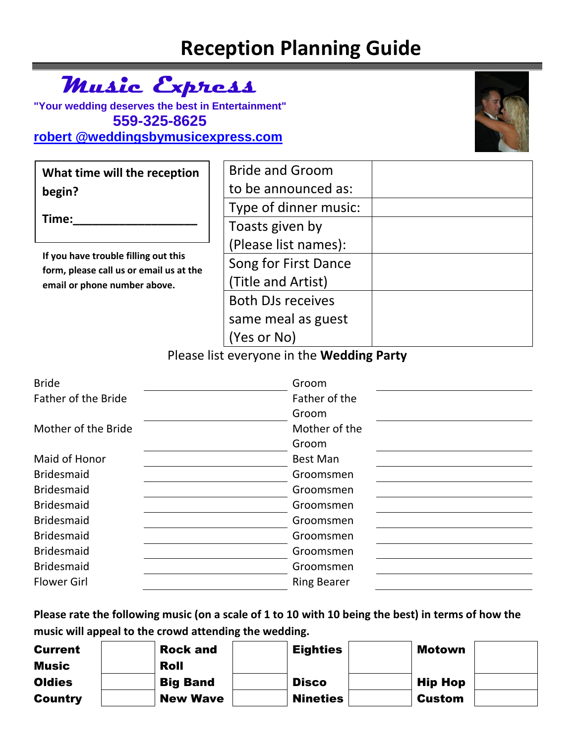# Reception Planning Guide

## Music Express

**"Your wedding deserves the best in Entertainment"**

**559-325-8625**

**robert @weddingsbymusicexpress.com**

**What time will the reception begin?**

**Time:\_\_\_\_\_\_\_\_\_\_\_\_\_\_\_\_\_\_\_**

**If you have trouble filling out this form, please call us or email us at the email or phone number above.**

| | |
|---|---|
| Bride and Groom to be announced as: | |
| Type of dinner music: | |
| Toasts given by (Please list names): | |
| Song for First Dance (Title and Artist) | |
| Both DJs receives same meal as guest (Yes or No) | |

Please list everyone in the **Wedding Party**

| | | | |
|---|---|---|---|
| Bride | | Groom | |
| Father of the Bride | | Father of the Groom | |
| Mother of the Bride | | Mother of the Groom | |
| Maid of Honor | | Best Man | |
| Bridesmaid | | Groomsmen | |
| Bridesmaid | | Groomsmen | |
| Bridesmaid | | Groomsmen | |
| Bridesmaid | | Groomsmen | |
| Bridesmaid | | Groomsmen | |
| Bridesmaid | | Groomsmen | |
| Bridesmaid | | Groomsmen | |
| Flower Girl | | Ring Bearer | |

**Please rate the following music (on a scale of 1 to 10 with 10 being the best) in terms of how the music will appeal to the crowd attending the wedding.**

| | | | | | | | |
|---|---|---|---|---|---|---|---|
| **Current Music** | | **Rock and Roll** | | **Eighties** | | **Motown** | |
| **Oldies** | | **Big Band** | | **Disco** | | **Hip Hop** | |
| **Country** | | **New Wave** | | **Nineties** | | **Custom** | |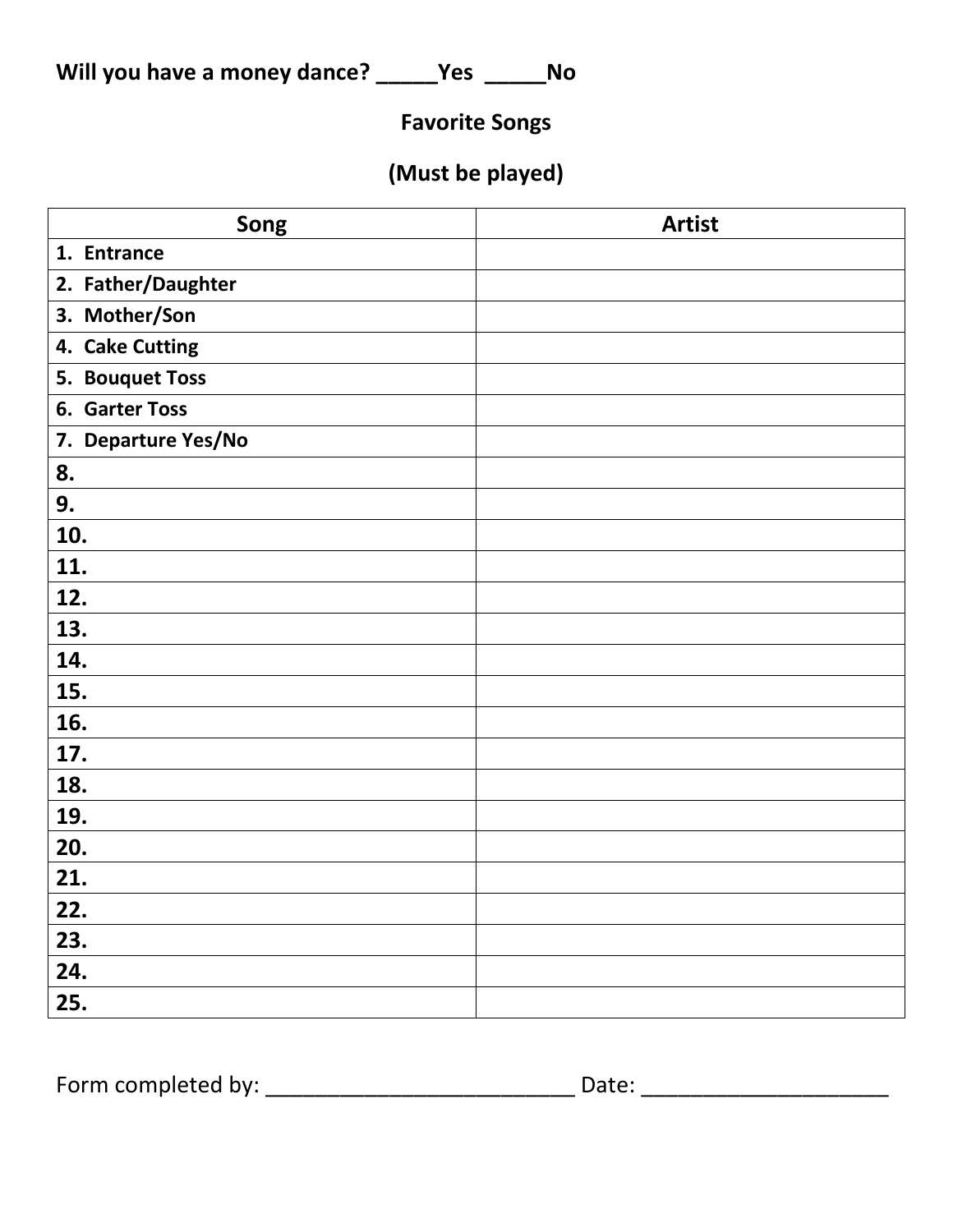**Will you have a money dance? _____Yes _____No**

**Favorite Songs**

**(Must be played)**

| Song | Artist |
|---|---|
| 1. Entrance | |
| 2. Father/Daughter | |
| 3. Mother/Son | |
| 4. Cake Cutting | |
| 5. Bouquet Toss | |
| 6. Garter Toss | |
| 7. Departure Yes/No | |
| 8. | |
| 9. | |
| 10. | |
| 11. | |
| 12. | |
| 13. | |
| 14. | |
| 15. | |
| 16. | |
| 17. | |
| 18. | |
| 19. | |
| 20. | |
| 21. | |
| 22. | |
| 23. | |
| 24. | |
| 25. | |

Form completed by: ___________________________ Date: ______________________